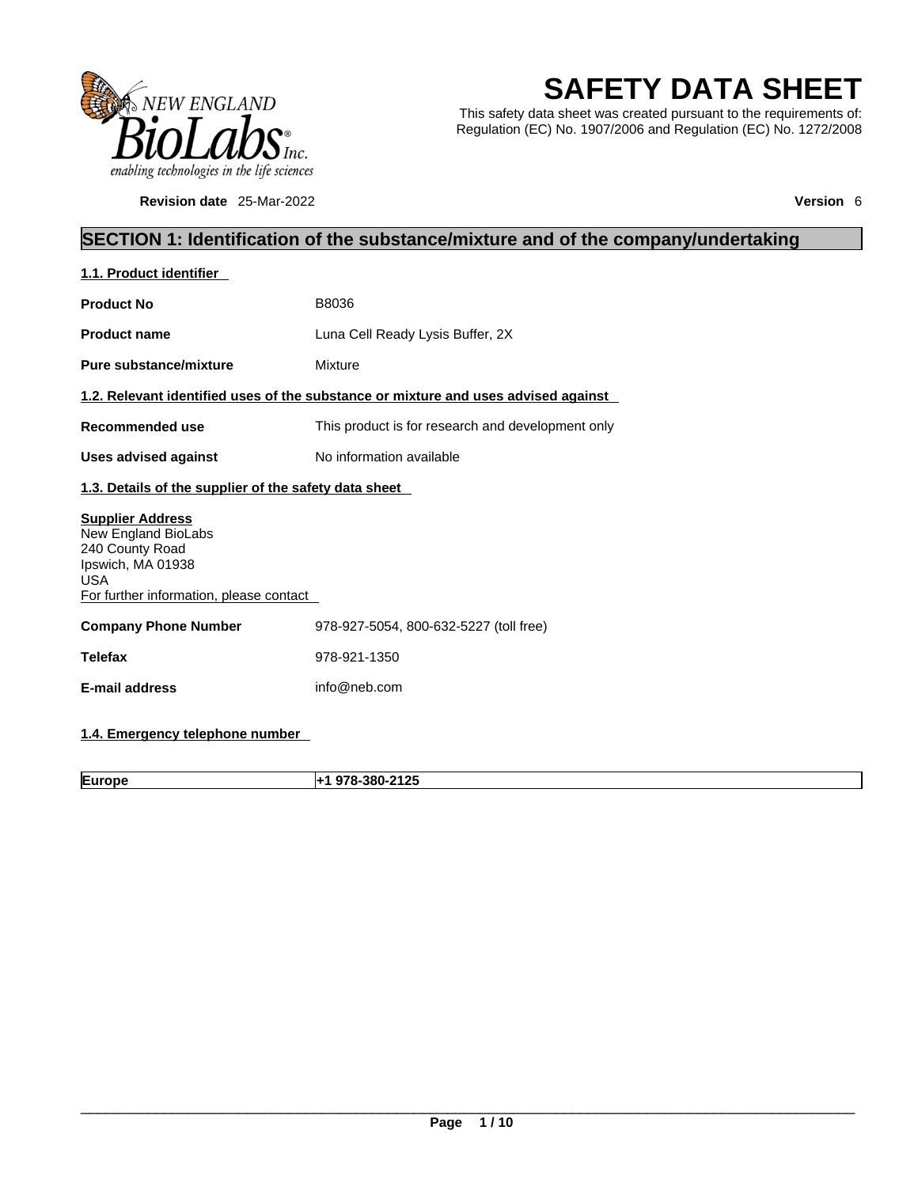# SAFETY DATA SHEET

This safety data sheet was created pursuant to the requirements of: Regulation (EC) No. 1907/2006 and Regulation (EC) No. 1272/2008

**Revision date** 25-Mar-2022 **Version** 6

## SECTION 1: Identification of the substance/mixture and of the company/undertaking

### 1.1. Product identifier

| | |
|---|---|
| **Product No** | B8036 |
| **Product name** | Luna Cell Ready Lysis Buffer, 2X |
| **Pure substance/mixture** | Mixture |

### 1.2. Relevant identified uses of the substance or mixture and uses advised against

| | |
|---|---|
| **Recommended use** | This product is for research and development only |
| **Uses advised against** | No information available |

### 1.3. Details of the supplier of the safety data sheet

**Supplier Address**
New England BioLabs
240 County Road
Ipswich, MA 01938
USA
For further information, please contact

| | |
|---|---|
| **Company Phone Number** | 978-927-5054, 800-632-5227 (toll free) |
| **Telefax** | 978-921-1350 |
| **E-mail address** | info@neb.com |

### 1.4. Emergency telephone number

| | |
|---|---|
| **Europe** | **+1 978-380-2125** |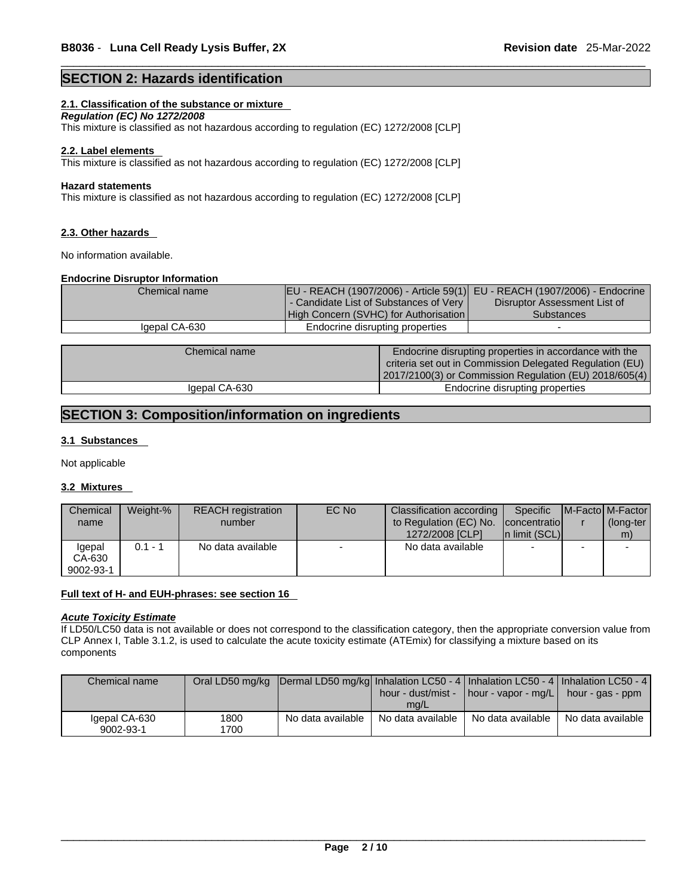## SECTION 2: Hazards identification

### 2.1. Classification of the substance or mixture

***Regulation (EC) No 1272/2008***

This mixture is classified as not hazardous according to regulation (EC) 1272/2008 [CLP]

### 2.2. Label elements

This mixture is classified as not hazardous according to regulation (EC) 1272/2008 [CLP]

**Hazard statements**

This mixture is classified as not hazardous according to regulation (EC) 1272/2008 [CLP]

### 2.3. Other hazards

No information available.

**Endocrine Disruptor Information**

| Chemical name | EU - REACH (1907/2006) - Article 59(1) - Candidate List of Substances of Very High Concern (SVHC) for Authorisation | EU - REACH (1907/2006) - Endocrine Disruptor Assessment List of Substances |
|---|---|---|
| Igepal CA-630 | Endocrine disrupting properties | - |

| Chemical name | Endocrine disrupting properties in accordance with the criteria set out in Commission Delegated Regulation (EU) 2017/2100(3) or Commission Regulation (EU) 2018/605(4) |
|---|---|
| Igepal CA-630 | Endocrine disrupting properties |

## SECTION 3: Composition/information on ingredients

### 3.1 Substances

Not applicable

### 3.2 Mixtures

| Chemical name | Weight-% | REACH registration number | EC No | Classification according to Regulation (EC) No. 1272/2008 [CLP] | Specific concentration limit (SCL) | M-Factor | M-Factor (long-term) |
|---|---|---|---|---|---|---|---|
| Igepal CA-630 9002-93-1 | 0.1 - 1 | No data available | - | No data available | - | - | - |

**Full text of H- and EUH-phrases: see section 16**

***Acute Toxicity Estimate***

If LD50/LC50 data is not available or does not correspond to the classification category, then the appropriate conversion value from CLP Annex I, Table 3.1.2, is used to calculate the acute toxicity estimate (ATEmix) for classifying a mixture based on its components

| Chemical name | Oral LD50 mg/kg | Dermal LD50 mg/kg | Inhalation LC50 - 4 hour - dust/mist - mg/L | Inhalation LC50 - 4 hour - vapor - mg/L | Inhalation LC50 - 4 hour - gas - ppm |
|---|---|---|---|---|---|
| Igepal CA-630 9002-93-1 | 1800 1700 | No data available | No data available | No data available | No data available |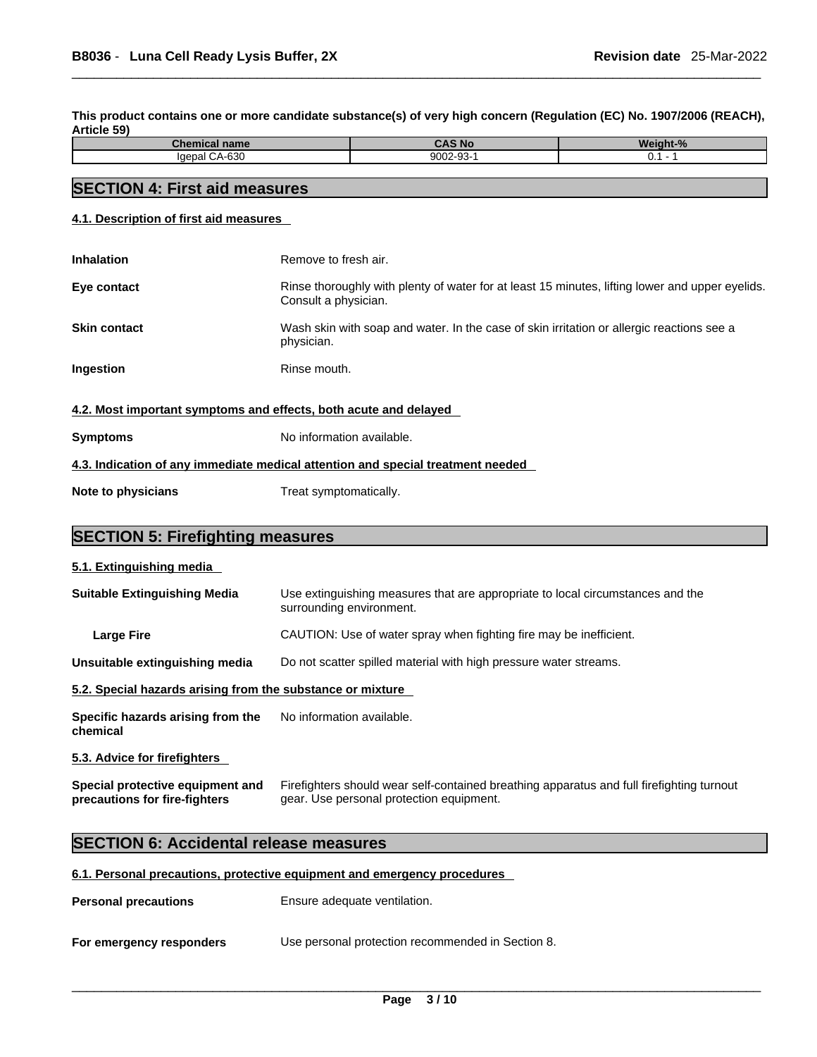**This product contains one or more candidate substance(s) of very high concern (Regulation (EC) No. 1907/2006 (REACH), Article 59)**

| Chemical name | CAS No | Weight-% |
|---|---|---|
| Igepal CA-630 | 9002-93-1 | 0.1 - 1 |

## SECTION 4: First aid measures

### 4.1. Description of first aid measures

**Inhalation** Remove to fresh air.

**Eye contact** Rinse thoroughly with plenty of water for at least 15 minutes, lifting lower and upper eyelids. Consult a physician.

**Skin contact** Wash skin with soap and water. In the case of skin irritation or allergic reactions see a physician.

**Ingestion** Rinse mouth.

### 4.2. Most important symptoms and effects, both acute and delayed

**Symptoms** No information available.

### 4.3. Indication of any immediate medical attention and special treatment needed

**Note to physicians** Treat symptomatically.

## SECTION 5: Firefighting measures

### 5.1. Extinguishing media

**Suitable Extinguishing Media** Use extinguishing measures that are appropriate to local circumstances and the surrounding environment.

**Large Fire** CAUTION: Use of water spray when fighting fire may be inefficient.

**Unsuitable extinguishing media** Do not scatter spilled material with high pressure water streams.

### 5.2. Special hazards arising from the substance or mixture

**Specific hazards arising from the chemical** No information available.

### 5.3. Advice for firefighters

**Special protective equipment and precautions for fire-fighters** Firefighters should wear self-contained breathing apparatus and full firefighting turnout gear. Use personal protection equipment.

## SECTION 6: Accidental release measures

### 6.1. Personal precautions, protective equipment and emergency procedures

**Personal precautions** Ensure adequate ventilation.

**For emergency responders** Use personal protection recommended in Section 8.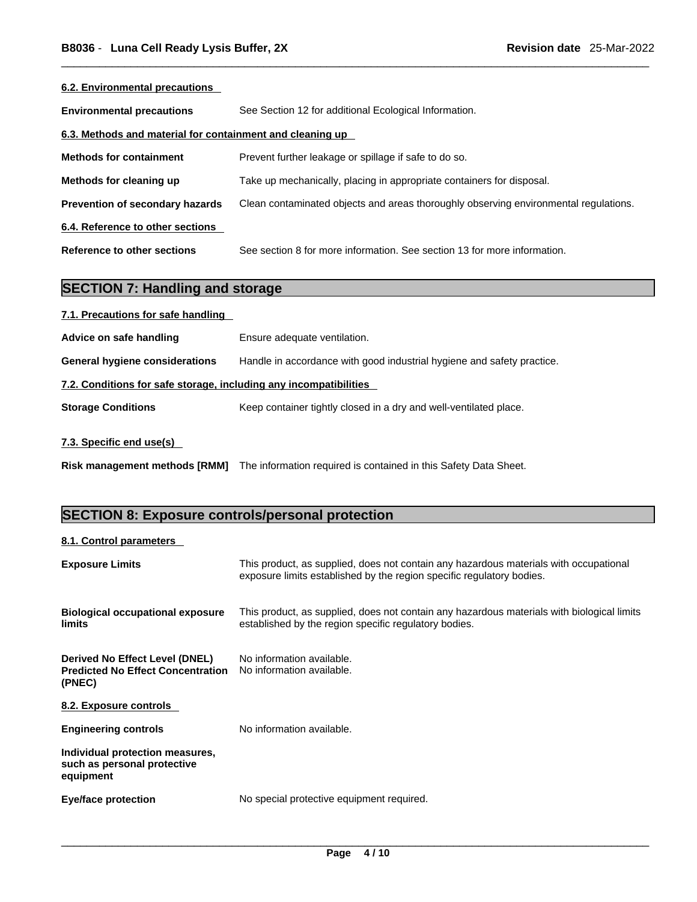#### 6.2. Environmental precautions

**Environmental precautions** See Section 12 for additional Ecological Information.

#### 6.3. Methods and material for containment and cleaning up

**Methods for containment** Prevent further leakage or spillage if safe to do so.

**Methods for cleaning up** Take up mechanically, placing in appropriate containers for disposal.

**Prevention of secondary hazards** Clean contaminated objects and areas thoroughly observing environmental regulations.

#### 6.4. Reference to other sections

**Reference to other sections** See section 8 for more information. See section 13 for more information.

## SECTION 7: Handling and storage

#### 7.1. Precautions for safe handling

**Advice on safe handling** Ensure adequate ventilation.

**General hygiene considerations** Handle in accordance with good industrial hygiene and safety practice.

#### 7.2. Conditions for safe storage, including any incompatibilities

**Storage Conditions** Keep container tightly closed in a dry and well-ventilated place.

#### 7.3. Specific end use(s)

**Risk management methods [RMM]** The information required is contained in this Safety Data Sheet.

## SECTION 8: Exposure controls/personal protection

#### 8.1. Control parameters

**Exposure Limits** This product, as supplied, does not contain any hazardous materials with occupational exposure limits established by the region specific regulatory bodies.

**Biological occupational exposure limits** This product, as supplied, does not contain any hazardous materials with biological limits established by the region specific regulatory bodies.

**Derived No Effect Level (DNEL)** No information available.
**Predicted No Effect Concentration (PNEC)** No information available.

#### 8.2. Exposure controls

**Engineering controls** No information available.

**Individual protection measures, such as personal protective equipment**

**Eye/face protection** No special protective equipment required.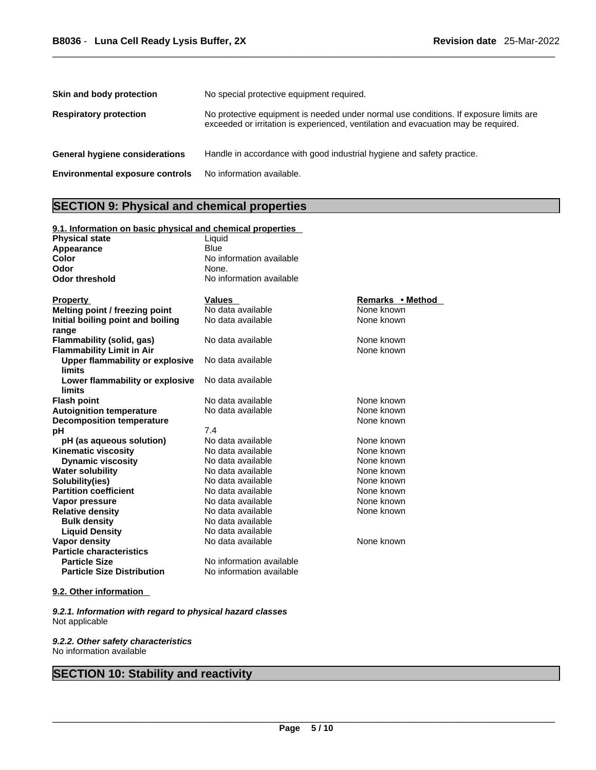| | |
|---|---|
| **Skin and body protection** | No special protective equipment required. |
| **Respiratory protection** | No protective equipment is needed under normal use conditions. If exposure limits are exceeded or irritation is experienced, ventilation and evacuation may be required. |
| **General hygiene considerations** | Handle in accordance with good industrial hygiene and safety practice. |
| **Environmental exposure controls** | No information available. |

## SECTION 9: Physical and chemical properties

### 9.1. Information on basic physical and chemical properties

| | |
|---|---|
| **Physical state** | Liquid |
| **Appearance** | Blue |
| **Color** | No information available |
| **Odor** | None. |
| **Odor threshold** | No information available |

| Property | Values | Remarks • Method |
|---|---|---|
| **Melting point / freezing point** | No data available | None known |
| **Initial boiling point and boiling range** | No data available | None known |
| **Flammability (solid, gas)** | No data available | None known |
| **Flammability Limit in Air** | | None known |
| **Upper flammability or explosive limits** | No data available | |
| **Lower flammability or explosive limits** | No data available | |
| **Flash point** | No data available | None known |
| **Autoignition temperature** | No data available | None known |
| **Decomposition temperature** | | None known |
| **pH** | 7.4 | |
| **pH (as aqueous solution)** | No data available | None known |
| **Kinematic viscosity** | No data available | None known |
| **Dynamic viscosity** | No data available | None known |
| **Water solubility** | No data available | None known |
| **Solubility(ies)** | No data available | None known |
| **Partition coefficient** | No data available | None known |
| **Vapor pressure** | No data available | None known |
| **Relative density** | No data available | None known |
| **Bulk density** | No data available | |
| **Liquid Density** | No data available | |
| **Vapor density** | No data available | None known |
| **Particle characteristics** | | |
| **Particle Size** | No information available | |
| **Particle Size Distribution** | No information available | |

### 9.2. Other information

*9.2.1. Information with regard to physical hazard classes*

Not applicable

*9.2.2. Other safety characteristics*

No information available

## SECTION 10: Stability and reactivity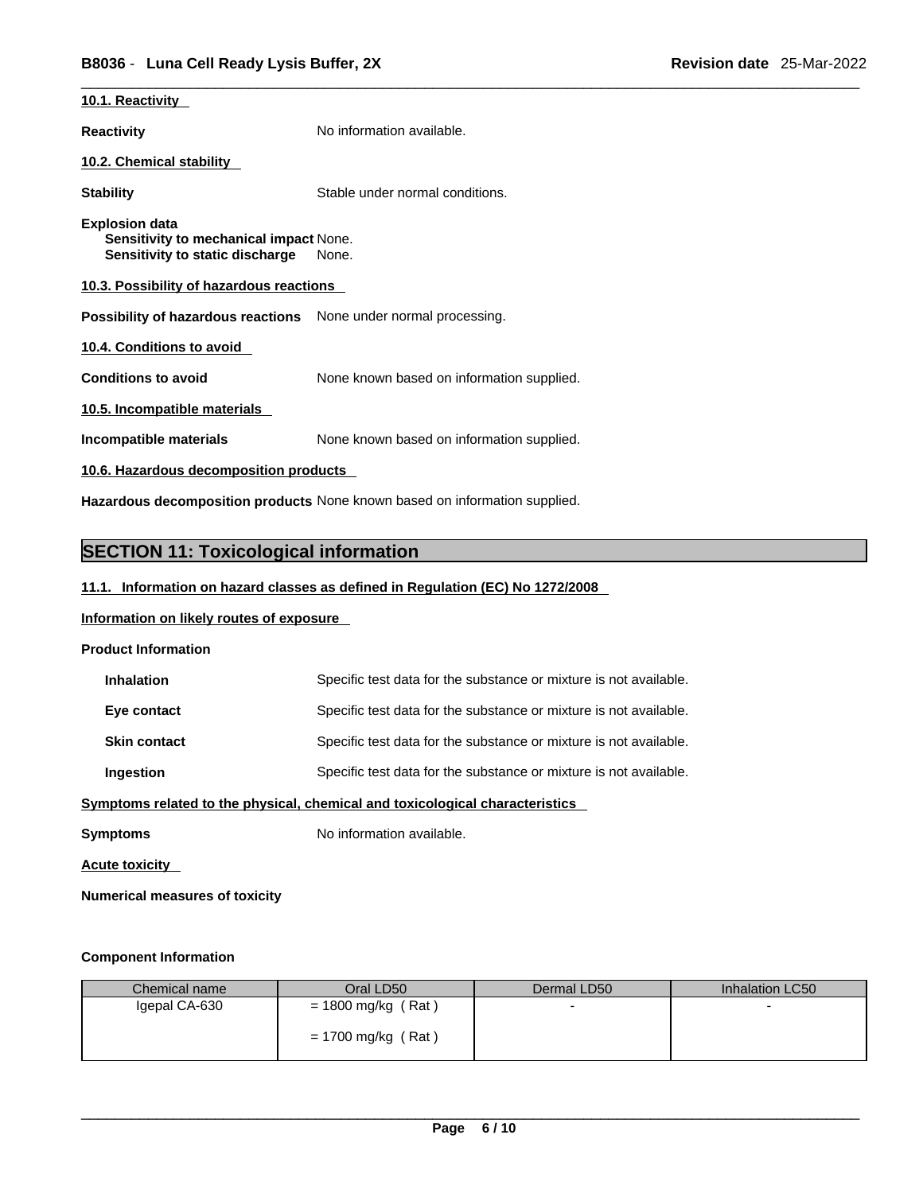### 10.1. Reactivity

**Reactivity** No information available.

### 10.2. Chemical stability

**Stability** Stable under normal conditions.

**Explosion data**
**Sensitivity to mechanical impact** None.
**Sensitivity to static discharge** None.

### 10.3. Possibility of hazardous reactions

**Possibility of hazardous reactions** None under normal processing.

### 10.4. Conditions to avoid

**Conditions to avoid** None known based on information supplied.

### 10.5. Incompatible materials

**Incompatible materials** None known based on information supplied.

### 10.6. Hazardous decomposition products

**Hazardous decomposition products** None known based on information supplied.

## SECTION 11: Toxicological information

### 11.1. Information on hazard classes as defined in Regulation (EC) No 1272/2008

**Information on likely routes of exposure**

**Product Information**

**Inhalation** Specific test data for the substance or mixture is not available.

**Eye contact** Specific test data for the substance or mixture is not available.

**Skin contact** Specific test data for the substance or mixture is not available.

**Ingestion** Specific test data for the substance or mixture is not available.

**Symptoms related to the physical, chemical and toxicological characteristics**

**Symptoms** No information available.

**Acute toxicity**

**Numerical measures of toxicity**

**Component Information**

| Chemical name | Oral LD50 | Dermal LD50 | Inhalation LC50 |
|---|---|---|---|
| Igepal CA-630 | = 1800 mg/kg ( Rat )<br>= 1700 mg/kg ( Rat ) | - | - |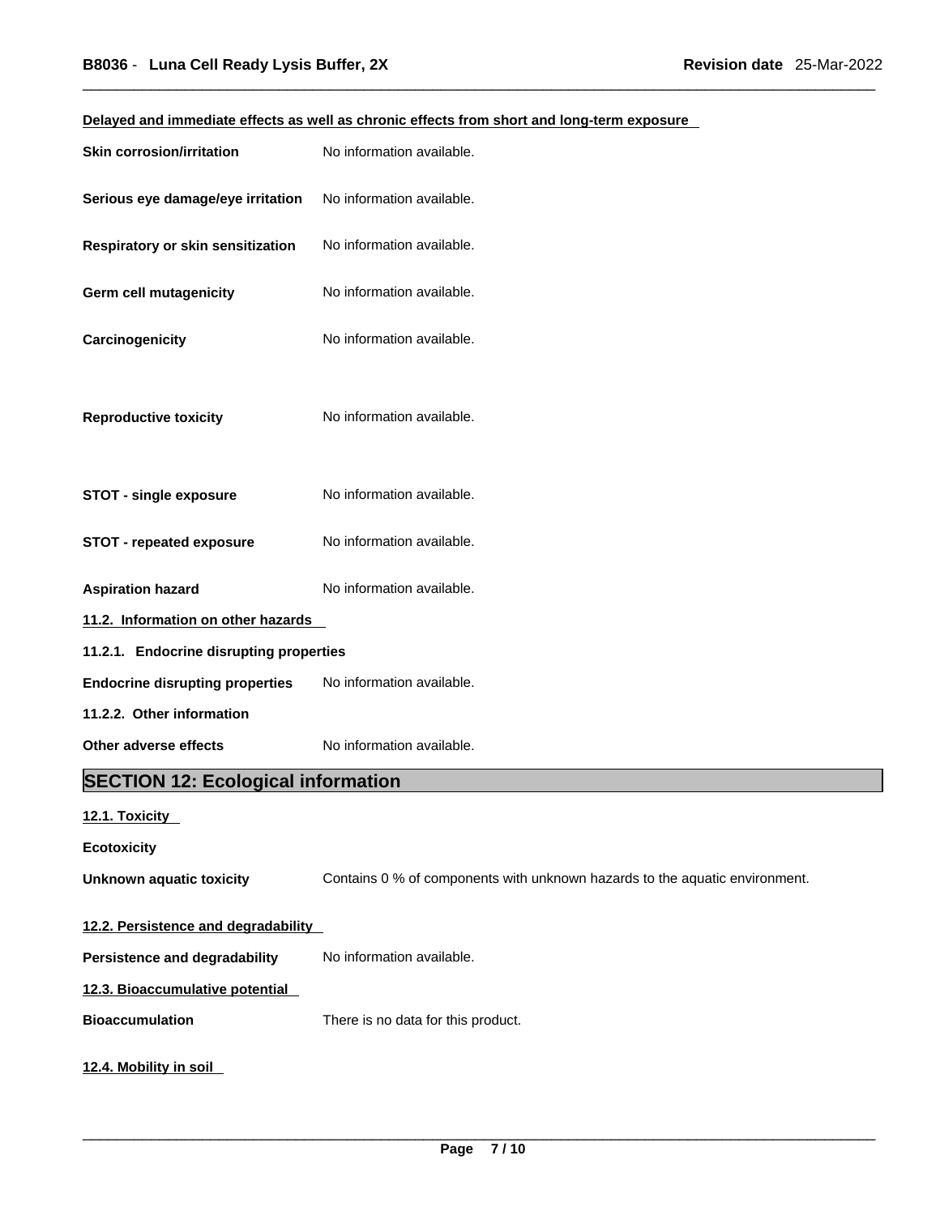**Delayed and immediate effects as well as chronic effects from short and long-term exposure**

| | |
|---|---|
| **Skin corrosion/irritation** | No information available. |
| **Serious eye damage/eye irritation** | No information available. |
| **Respiratory or skin sensitization** | No information available. |
| **Germ cell mutagenicity** | No information available. |
| **Carcinogenicity** | No information available. |
| **Reproductive toxicity** | No information available. |
| **STOT - single exposure** | No information available. |
| **STOT - repeated exposure** | No information available. |
| **Aspiration hazard** | No information available. |

**11.2. Information on other hazards**

**11.2.1. Endocrine disrupting properties**

**Endocrine disrupting properties** No information available.

**11.2.2. Other information**

**Other adverse effects** No information available.

## SECTION 12: Ecological information

**12.1. Toxicity**

**Ecotoxicity**

**Unknown aquatic toxicity** Contains 0 % of components with unknown hazards to the aquatic environment.

**12.2. Persistence and degradability**

**Persistence and degradability** No information available.

**12.3. Bioaccumulative potential**

**Bioaccumulation** There is no data for this product.

**12.4. Mobility in soil**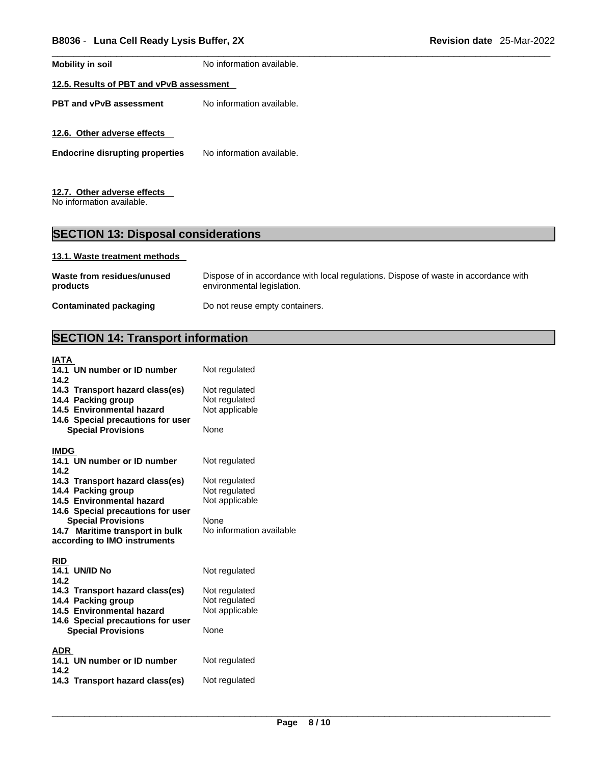| | |
|---|---|
| **Mobility in soil** | No information available. |

**12.5. Results of PBT and vPvB assessment**

| | |
|---|---|
| **PBT and vPvB assessment** | No information available. |

**12.6. Other adverse effects**

| | |
|---|---|
| **Endocrine disrupting properties** | No information available. |

**12.7. Other adverse effects**

No information available.

## SECTION 13: Disposal considerations

**13.1. Waste treatment methods**

| | |
|---|---|
| **Waste from residues/unused products** | Dispose of in accordance with local regulations. Dispose of waste in accordance with environmental legislation. |
| **Contaminated packaging** | Do not reuse empty containers. |

## SECTION 14: Transport information

**IATA**

| | |
|---|---|
| **14.1 UN number or ID number** | Not regulated |
| **14.2** | |
| **14.3 Transport hazard class(es)** | Not regulated |
| **14.4 Packing group** | Not regulated |
| **14.5 Environmental hazard** | Not applicable |
| **14.6 Special precautions for user** | |
| **Special Provisions** | None |

**IMDG**

| | |
|---|---|
| **14.1 UN number or ID number** | Not regulated |
| **14.2** | |
| **14.3 Transport hazard class(es)** | Not regulated |
| **14.4 Packing group** | Not regulated |
| **14.5 Environmental hazard** | Not applicable |
| **14.6 Special precautions for user** | |
| **Special Provisions** | None |
| **14.7 Maritime transport in bulk according to IMO instruments** | No information available |

**RID**

| | |
|---|---|
| **14.1 UN/ID No** | Not regulated |
| **14.2** | |
| **14.3 Transport hazard class(es)** | Not regulated |
| **14.4 Packing group** | Not regulated |
| **14.5 Environmental hazard** | Not applicable |
| **14.6 Special precautions for user** | |
| **Special Provisions** | None |

**ADR**

| | |
|---|---|
| **14.1 UN number or ID number** | Not regulated |
| **14.2** | |
| **14.3 Transport hazard class(es)** | Not regulated |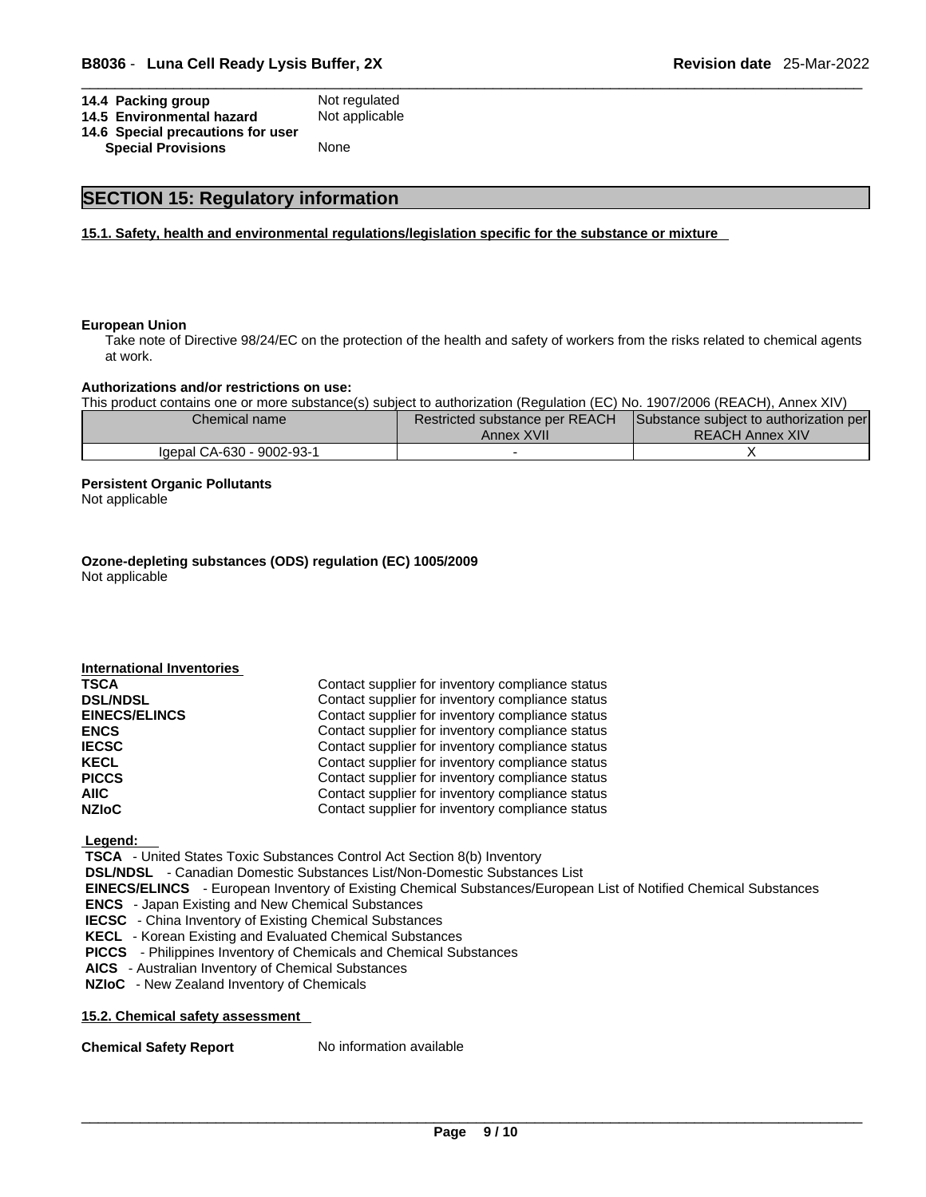**14.4 Packing group** Not regulated
**14.5 Environmental hazard** Not applicable
**14.6 Special precautions for user**
**Special Provisions** None

## SECTION 15: Regulatory information

### 15.1. Safety, health and environmental regulations/legislation specific for the substance or mixture

**European Union**

Take note of Directive 98/24/EC on the protection of the health and safety of workers from the risks related to chemical agents at work.

**Authorizations and/or restrictions on use:**

This product contains one or more substance(s) subject to authorization (Regulation (EC) No. 1907/2006 (REACH), Annex XIV)

| Chemical name | Restricted substance per REACH Annex XVII | Substance subject to authorization per REACH Annex XIV |
|---|---|---|
| Igepal CA-630 - 9002-93-1 | - | X |

**Persistent Organic Pollutants**

Not applicable

**Ozone-depleting substances (ODS) regulation (EC) 1005/2009**

Not applicable

**International Inventories**

| | |
|---|---|
| **TSCA** | Contact supplier for inventory compliance status |
| **DSL/NDSL** | Contact supplier for inventory compliance status |
| **EINECS/ELINCS** | Contact supplier for inventory compliance status |
| **ENCS** | Contact supplier for inventory compliance status |
| **IECSC** | Contact supplier for inventory compliance status |
| **KECL** | Contact supplier for inventory compliance status |
| **PICCS** | Contact supplier for inventory compliance status |
| **AIIC** | Contact supplier for inventory compliance status |
| **NZIoC** | Contact supplier for inventory compliance status |

**Legend:**

**TSCA** - United States Toxic Substances Control Act Section 8(b) Inventory
**DSL/NDSL** - Canadian Domestic Substances List/Non-Domestic Substances List
**EINECS/ELINCS** - European Inventory of Existing Chemical Substances/European List of Notified Chemical Substances
**ENCS** - Japan Existing and New Chemical Substances
**IECSC** - China Inventory of Existing Chemical Substances
**KECL** - Korean Existing and Evaluated Chemical Substances
**PICCS** - Philippines Inventory of Chemicals and Chemical Substances
**AICS** - Australian Inventory of Chemical Substances
**NZIoC** - New Zealand Inventory of Chemicals

### 15.2. Chemical safety assessment

**Chemical Safety Report** No information available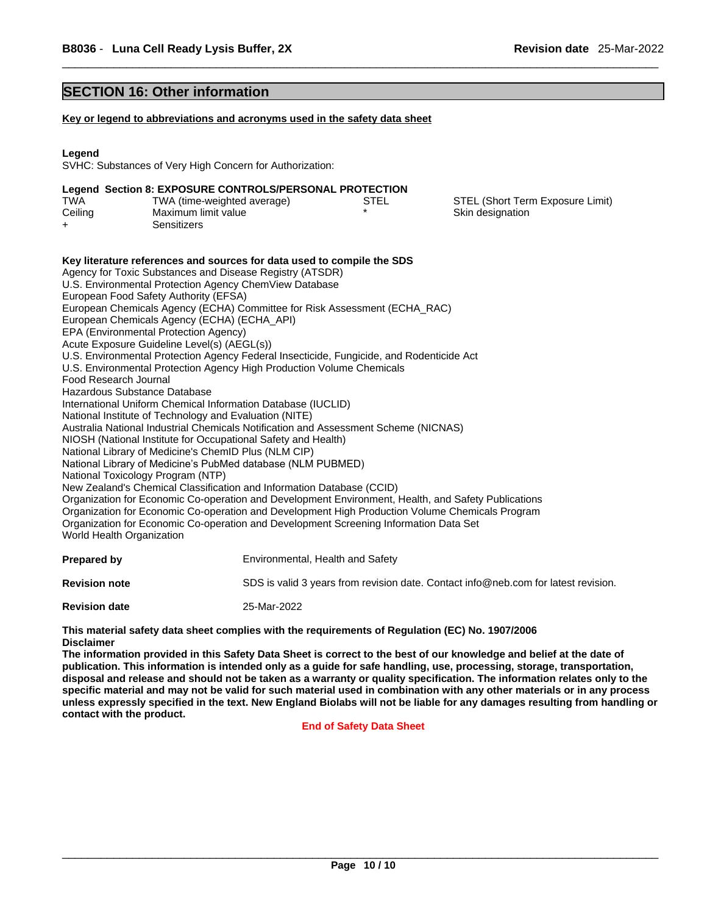## SECTION 16: Other information

**Key or legend to abbreviations and acronyms used in the safety data sheet**

**Legend**

SVHC: Substances of Very High Concern for Authorization:

**Legend Section 8: EXPOSURE CONTROLS/PERSONAL PROTECTION**

| | | | |
|---|---|---|---|
| TWA | TWA (time-weighted average) | STEL | STEL (Short Term Exposure Limit) |
| Ceiling | Maximum limit value | * | Skin designation |
| + | Sensitizers | | |

**Key literature references and sources for data used to compile the SDS**

Agency for Toxic Substances and Disease Registry (ATSDR)
U.S. Environmental Protection Agency ChemView Database
European Food Safety Authority (EFSA)
European Chemicals Agency (ECHA) Committee for Risk Assessment (ECHA_RAC)
European Chemicals Agency (ECHA) (ECHA_API)
EPA (Environmental Protection Agency)
Acute Exposure Guideline Level(s) (AEGL(s))
U.S. Environmental Protection Agency Federal Insecticide, Fungicide, and Rodenticide Act
U.S. Environmental Protection Agency High Production Volume Chemicals
Food Research Journal
Hazardous Substance Database
International Uniform Chemical Information Database (IUCLID)
National Institute of Technology and Evaluation (NITE)
Australia National Industrial Chemicals Notification and Assessment Scheme (NICNAS)
NIOSH (National Institute for Occupational Safety and Health)
National Library of Medicine's ChemID Plus (NLM CIP)
National Library of Medicine's PubMed database (NLM PUBMED)
National Toxicology Program (NTP)
New Zealand's Chemical Classification and Information Database (CCID)
Organization for Economic Co-operation and Development Environment, Health, and Safety Publications
Organization for Economic Co-operation and Development High Production Volume Chemicals Program
Organization for Economic Co-operation and Development Screening Information Data Set
World Health Organization

**Prepared by** Environmental, Health and Safety

**Revision note** SDS is valid 3 years from revision date. Contact info@neb.com for latest revision.

**Revision date** 25-Mar-2022

**This material safety data sheet complies with the requirements of Regulation (EC) No. 1907/2006**

**Disclaimer**

**The information provided in this Safety Data Sheet is correct to the best of our knowledge and belief at the date of publication. This information is intended only as a guide for safe handling, use, processing, storage, transportation, disposal and release and should not be taken as a warranty or quality specification. The information relates only to the specific material and may not be valid for such material used in combination with any other materials or in any process unless expressly specified in the text. New England Biolabs will not be liable for any damages resulting from handling or contact with the product.**

**End of Safety Data Sheet**